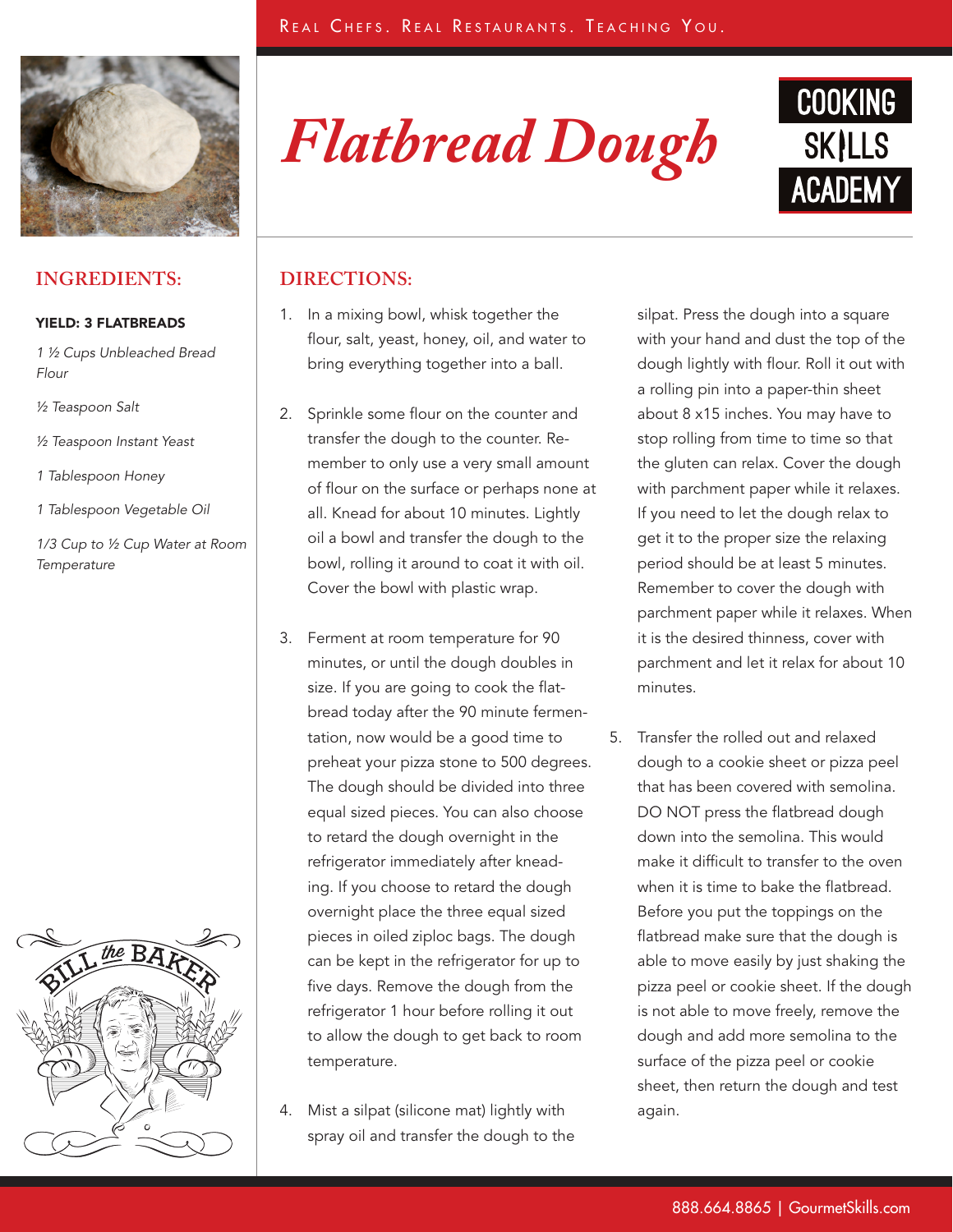Real Chefs. Real Restaurants. Teaching You.

# *Flatbread Dough*

COOKING SKILLS ACADEMY

## INGREDIENTS:

**YIELD: 3 FLATBREADS**

*1 ½ Cups Unbleached Bread Flour*

*½ Teaspoon Salt*

*½ Teaspoon Instant Yeast*

*1 Tablespoon Honey*

*1 Tablespoon Vegetable Oil*

*1/3 Cup to ½ Cup Water at Room Temperature*

## DIRECTIONS:

1. In a mixing bowl, whisk together the flour, salt, yeast, honey, oil, and water to bring everything together into a ball.

2. Sprinkle some flour on the counter and transfer the dough to the counter. Remember to only use a very small amount of flour on the surface or perhaps none at all. Knead for about 10 minutes. Lightly oil a bowl and transfer the dough to the bowl, rolling it around to coat it with oil. Cover the bowl with plastic wrap.

3. Ferment at room temperature for 90 minutes, or until the dough doubles in size. If you are going to cook the flatbread today after the 90 minute fermentation, now would be a good time to preheat your pizza stone to 500 degrees. The dough should be divided into three equal sized pieces. You can also choose to retard the dough overnight in the refrigerator immediately after kneading. If you choose to retard the dough overnight place the three equal sized pieces in oiled ziploc bags. The dough can be kept in the refrigerator for up to five days. Remove the dough from the refrigerator 1 hour before rolling it out to allow the dough to get back to room temperature.

4. Mist a silpat (silicone mat) lightly with spray oil and transfer the dough to the silpat. Press the dough into a square with your hand and dust the top of the dough lightly with flour. Roll it out with a rolling pin into a paper-thin sheet about 8 x15 inches. You may have to stop rolling from time to time so that the gluten can relax. Cover the dough with parchment paper while it relaxes. If you need to let the dough relax to get it to the proper size the relaxing period should be at least 5 minutes. Remember to cover the dough with parchment paper while it relaxes. When it is the desired thinness, cover with parchment and let it relax for about 10 minutes.

5. Transfer the rolled out and relaxed dough to a cookie sheet or pizza peel that has been covered with semolina. DO NOT press the flatbread dough down into the semolina. This would make it difficult to transfer to the oven when it is time to bake the flatbread. Before you put the toppings on the flatbread make sure that the dough is able to move easily by just shaking the pizza peel or cookie sheet. If the dough is not able to move freely, remove the dough and add more semolina to the surface of the pizza peel or cookie sheet, then return the dough and test again.

888.664.8865 | GourmetSkills.com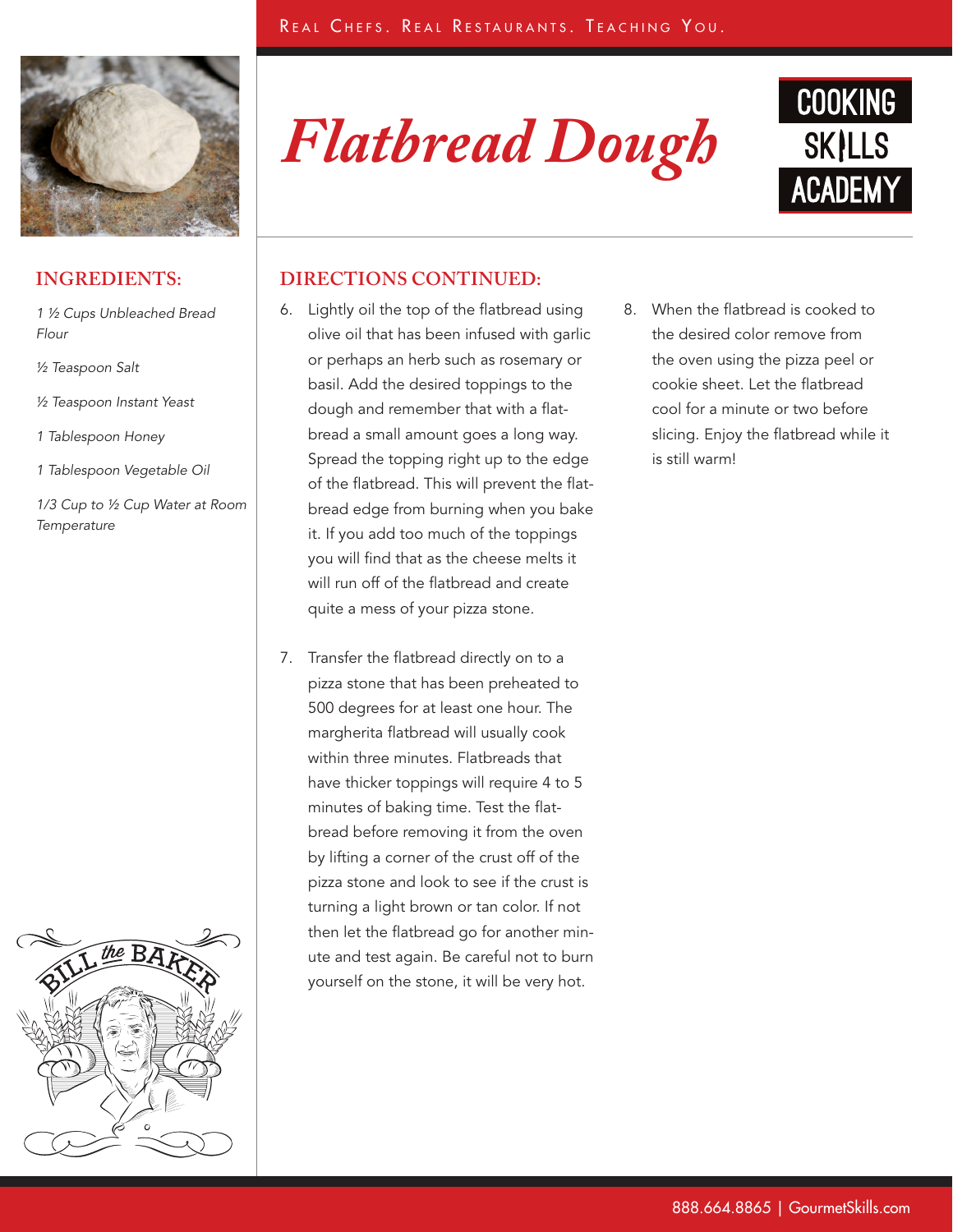# Flatbread Dough

## INGREDIENTS:

*1 ½ Cups Unbleached Bread Flour*

*½ Teaspoon Salt*

*½ Teaspoon Instant Yeast*

*1 Tablespoon Honey*

*1 Tablespoon Vegetable Oil*

*1/3 Cup to ½ Cup Water at Room Temperature*

## DIRECTIONS CONTINUED:

6. Lightly oil the top of the flatbread using olive oil that has been infused with garlic or perhaps an herb such as rosemary or basil. Add the desired toppings to the dough and remember that with a flatbread a small amount goes a long way. Spread the topping right up to the edge of the flatbread. This will prevent the flatbread edge from burning when you bake it. If you add too much of the toppings you will find that as the cheese melts it will run off of the flatbread and create quite a mess of your pizza stone.

7. Transfer the flatbread directly on to a pizza stone that has been preheated to 500 degrees for at least one hour. The margherita flatbread will usually cook within three minutes. Flatbreads that have thicker toppings will require 4 to 5 minutes of baking time. Test the flatbread before removing it from the oven by lifting a corner of the crust off of the pizza stone and look to see if the crust is turning a light brown or tan color. If not then let the flatbread go for another minute and test again. Be careful not to burn yourself on the stone, it will be very hot.

8. When the flatbread is cooked to the desired color remove from the oven using the pizza peel or cookie sheet. Let the flatbread cool for a minute or two before slicing. Enjoy the flatbread while it is still warm!